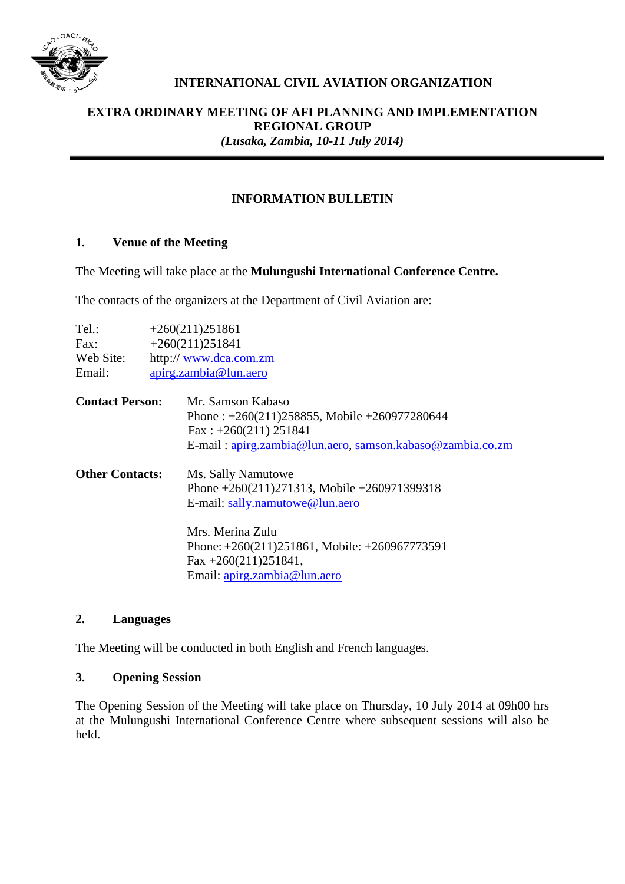**INTERNATIONAL CIVIL AVIATION ORGANIZATION**

**EXTRA ORDINARY MEETING OF AFI PLANNING AND IMPLEMENTATION REGIONAL GROUP**
***(Lusaka, Zambia, 10-11 July 2014)***

---

## INFORMATION BULLETIN

### 1. Venue of the Meeting

The Meeting will take place at the **Mulungushi International Conference Centre.**

The contacts of the organizers at the Department of Civil Aviation are:

Tel.: +260(211)251861
Fax: +260(211)251841
Web Site: http:// www.dca.com.zm
Email: apirg.zambia@lun.aero

**Contact Person:** Mr. Samson Kabaso
Phone : +260(211)258855, Mobile +260977280644
Fax : +260(211) 251841
E-mail : apirg.zambia@lun.aero, samson.kabaso@zambia.co.zm

**Other Contacts:** Ms. Sally Namutowe
Phone +260(211)271313, Mobile +260971399318
E-mail: sally.namutowe@lun.aero

Mrs. Merina Zulu
Phone: +260(211)251861, Mobile: +260967773591
Fax +260(211)251841,
Email: apirg.zambia@lun.aero

### 2. Languages

The Meeting will be conducted in both English and French languages.

### 3. Opening Session

The Opening Session of the Meeting will take place on Thursday, 10 July 2014 at 09h00 hrs at the Mulungushi International Conference Centre where subsequent sessions will also be held.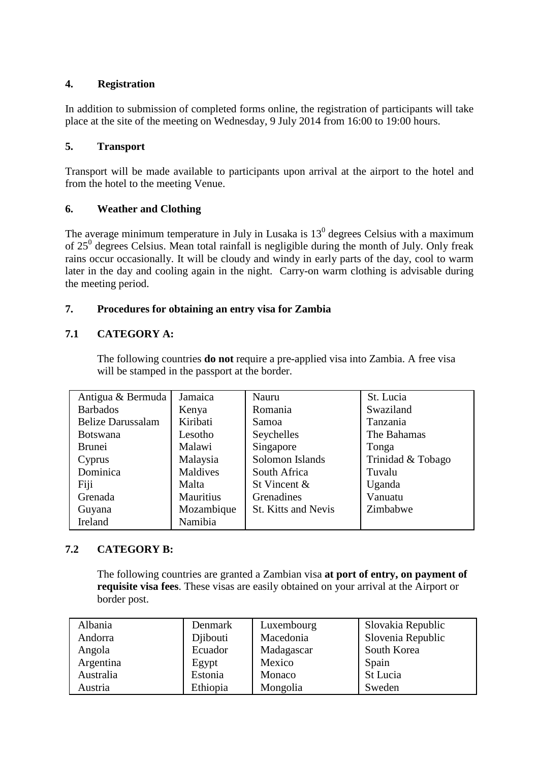## 4. Registration

In addition to submission of completed forms online, the registration of participants will take place at the site of the meeting on Wednesday, 9 July 2014 from 16:00 to 19:00 hours.

## 5. Transport

Transport will be made available to participants upon arrival at the airport to the hotel and from the hotel to the meeting Venue.

## 6. Weather and Clothing

The average minimum temperature in July in Lusaka is $13^0$ degrees Celsius with a maximum of $25^0$ degrees Celsius. Mean total rainfall is negligible during the month of July. Only freak rains occur occasionally. It will be cloudy and windy in early parts of the day, cool to warm later in the day and cooling again in the night. Carry-on warm clothing is advisable during the meeting period.

## 7. Procedures for obtaining an entry visa for Zambia

### 7.1 CATEGORY A:

The following countries **do not** require a pre-applied visa into Zambia. A free visa will be stamped in the passport at the border.

| | | | |
|---|---|---|---|
| Antigua & Bermuda | Jamaica | Nauru | St. Lucia |
| Barbados | Kenya | Romania | Swaziland |
| Belize Darussalam | Kiribati | Samoa | Tanzania |
| Botswana | Lesotho | Seychelles | The Bahamas |
| Brunei | Malawi | Singapore | Tonga |
| Cyprus | Malaysia | Solomon Islands | Trinidad & Tobago |
| Dominica | Maldives | South Africa | Tuvalu |
| Fiji | Malta | St Vincent & | Uganda |
| Grenada | Mauritius | Grenadines | Vanuatu |
| Guyana | Mozambique | St. Kitts and Nevis | Zimbabwe |
| Ireland | Namibia | | |

### 7.2 CATEGORY B:

The following countries are granted a Zambian visa **at port of entry, on payment of requisite visa fees**. These visas are easily obtained on your arrival at the Airport or border post.

| | | | |
|---|---|---|---|
| Albania | Denmark | Luxembourg | Slovakia Republic |
| Andorra | Djibouti | Macedonia | Slovenia Republic |
| Angola | Ecuador | Madagascar | South Korea |
| Argentina | Egypt | Mexico | Spain |
| Australia | Estonia | Monaco | St Lucia |
| Austria | Ethiopia | Mongolia | Sweden |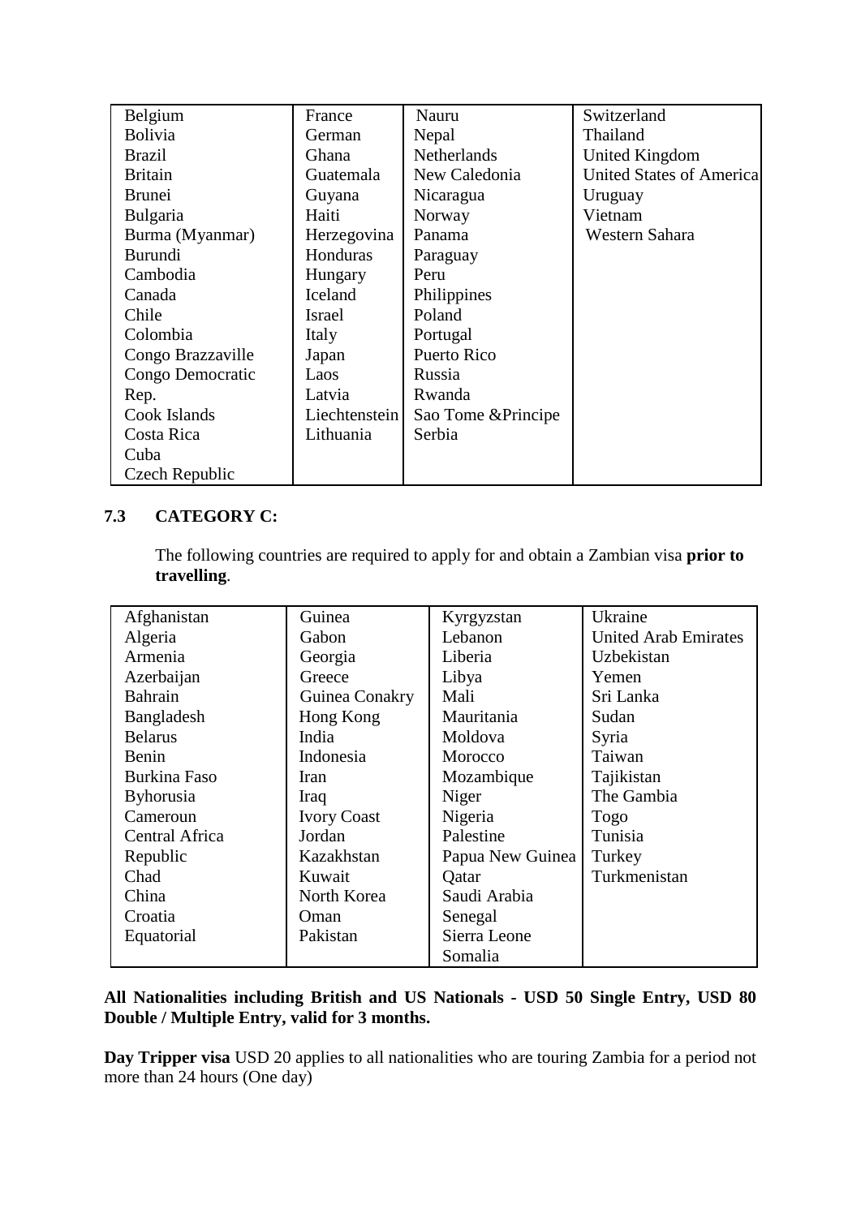| Belgium | France | Nauru | Switzerland |
|---|---|---|---|
| Bolivia | German | Nepal | Thailand |
| Brazil | Ghana | Netherlands | United Kingdom |
| Britain | Guatemala | New Caledonia | United States of America |
| Brunei | Guyana | Nicaragua | Uruguay |
| Bulgaria | Haiti | Norway | Vietnam |
| Burma (Myanmar) | Herzegovina | Panama | Western Sahara |
| Burundi | Honduras | Paraguay | |
| Cambodia | Hungary | Peru | |
| Canada | Iceland | Philippines | |
| Chile | Israel | Poland | |
| Colombia | Italy | Portugal | |
| Congo Brazzaville | Japan | Puerto Rico | |
| Congo Democratic | Laos | Russia | |
| Rep. | Latvia | Rwanda | |
| Cook Islands | Liechtenstein | Sao Tome &Principe | |
| Costa Rica | Lithuania | Serbia | |
| Cuba | | | |
| Czech Republic | | | |

### 7.3 CATEGORY C:

The following countries are required to apply for and obtain a Zambian visa **prior to travelling**.

| Afghanistan | Guinea | Kyrgyzstan | Ukraine |
|---|---|---|---|
| Algeria | Gabon | Lebanon | United Arab Emirates |
| Armenia | Georgia | Liberia | Uzbekistan |
| Azerbaijan | Greece | Libya | Yemen |
| Bahrain | Guinea Conakry | Mali | Sri Lanka |
| Bangladesh | Hong Kong | Mauritania | Sudan |
| Belarus | India | Moldova | Syria |
| Benin | Indonesia | Morocco | Taiwan |
| Burkina Faso | Iran | Mozambique | Tajikistan |
| Byhorusia | Iraq | Niger | The Gambia |
| Cameroun | Ivory Coast | Nigeria | Togo |
| Central Africa | Jordan | Palestine | Tunisia |
| Republic | Kazakhstan | Papua New Guinea | Turkey |
| Chad | Kuwait | Qatar | Turkmenistan |
| China | North Korea | Saudi Arabia | |
| Croatia | Oman | Senegal | |
| Equatorial | Pakistan | Sierra Leone | |
| | | Somalia | |

**All Nationalities including British and US Nationals - USD 50 Single Entry, USD 80 Double / Multiple Entry, valid for 3 months.**

**Day Tripper visa** USD 20 applies to all nationalities who are touring Zambia for a period not more than 24 hours (One day)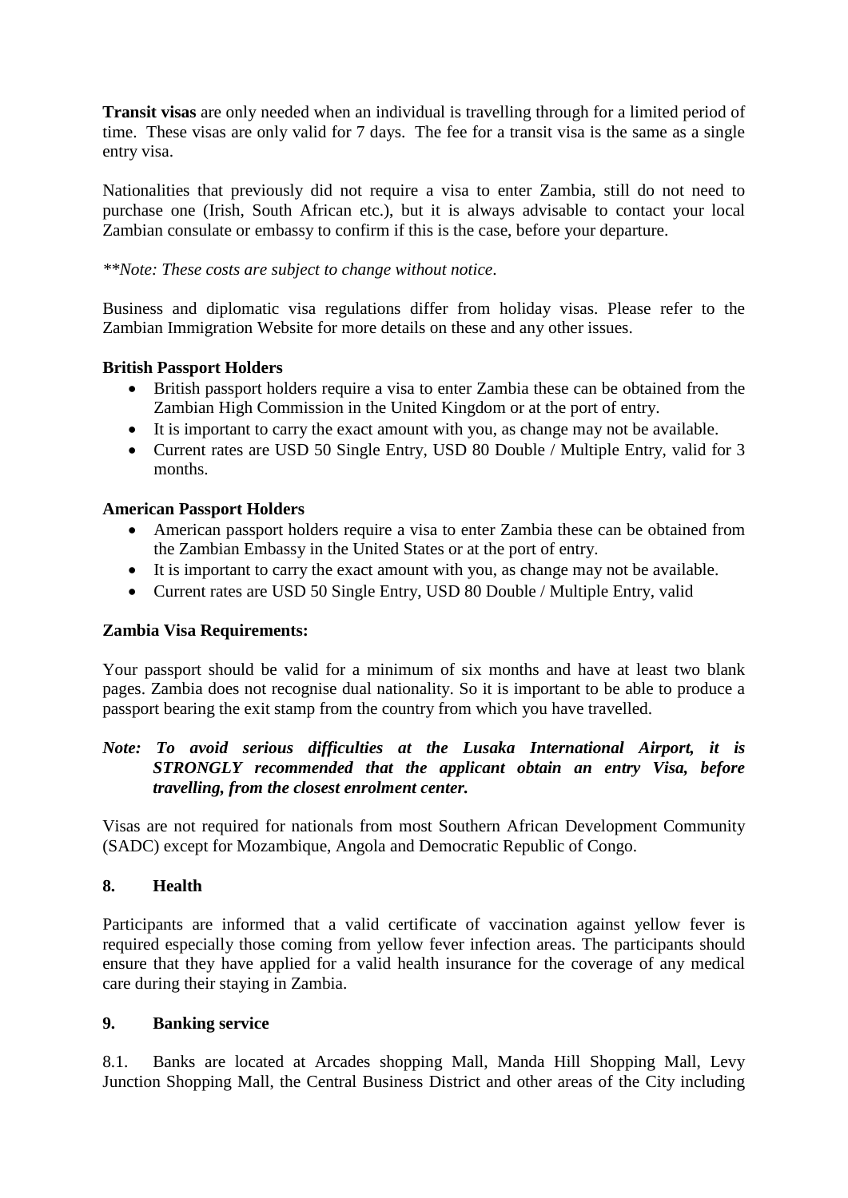**Transit visas** are only needed when an individual is travelling through for a limited period of time. These visas are only valid for 7 days. The fee for a transit visa is the same as a single entry visa.

Nationalities that previously did not require a visa to enter Zambia, still do not need to purchase one (Irish, South African etc.), but it is always advisable to contact your local Zambian consulate or embassy to confirm if this is the case, before your departure.

*\*\*Note: These costs are subject to change without notice*.

Business and diplomatic visa regulations differ from holiday visas. Please refer to the Zambian Immigration Website for more details on these and any other issues.

**British Passport Holders**

- British passport holders require a visa to enter Zambia these can be obtained from the Zambian High Commission in the United Kingdom or at the port of entry.
- It is important to carry the exact amount with you, as change may not be available.
- Current rates are USD 50 Single Entry, USD 80 Double / Multiple Entry, valid for 3 months.

**American Passport Holders**

- American passport holders require a visa to enter Zambia these can be obtained from the Zambian Embassy in the United States or at the port of entry.
- It is important to carry the exact amount with you, as change may not be available.
- Current rates are USD 50 Single Entry, USD 80 Double / Multiple Entry, valid

**Zambia Visa Requirements:**

Your passport should be valid for a minimum of six months and have at least two blank pages. Zambia does not recognise dual nationality. So it is important to be able to produce a passport bearing the exit stamp from the country from which you have travelled.

***Note: To avoid serious difficulties at the Lusaka International Airport, it is STRONGLY recommended that the applicant obtain an entry Visa, before travelling, from the closest enrolment center.***

Visas are not required for nationals from most Southern African Development Community (SADC) except for Mozambique, Angola and Democratic Republic of Congo.

## 8. Health

Participants are informed that a valid certificate of vaccination against yellow fever is required especially those coming from yellow fever infection areas. The participants should ensure that they have applied for a valid health insurance for the coverage of any medical care during their staying in Zambia.

## 9. Banking service

8.1. Banks are located at Arcades shopping Mall, Manda Hill Shopping Mall, Levy Junction Shopping Mall, the Central Business District and other areas of the City including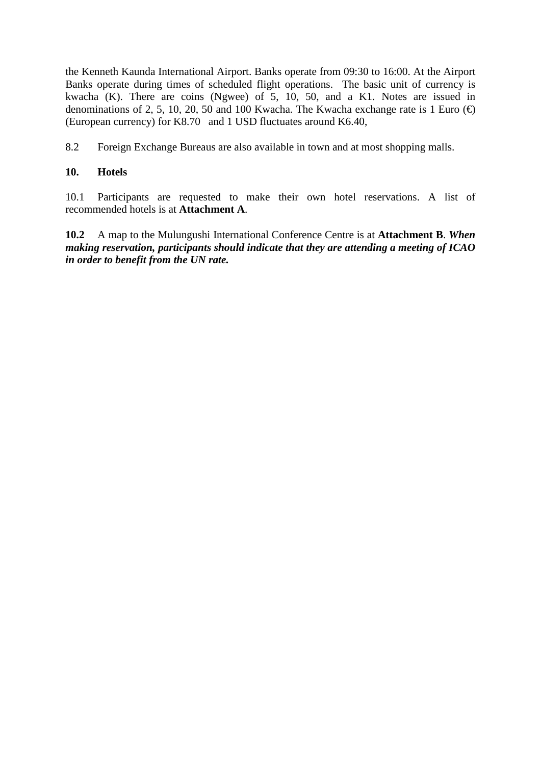the Kenneth Kaunda International Airport. Banks operate from 09:30 to 16:00. At the Airport Banks operate during times of scheduled flight operations. The basic unit of currency is kwacha (K). There are coins (Ngwee) of 5, 10, 50, and a K1. Notes are issued in denominations of 2, 5, 10, 20, 50 and 100 Kwacha. The Kwacha exchange rate is 1 Euro (€) (European currency) for K8.70 and 1 USD fluctuates around K6.40,

8.2 Foreign Exchange Bureaus are also available in town and at most shopping malls.

**10. Hotels**

10.1 Participants are requested to make their own hotel reservations. A list of recommended hotels is at **Attachment A**.

**10.2** A map to the Mulungushi International Conference Centre is at **Attachment B**. ***When making reservation, participants should indicate that they are attending a meeting of ICAO in order to benefit from the UN rate.***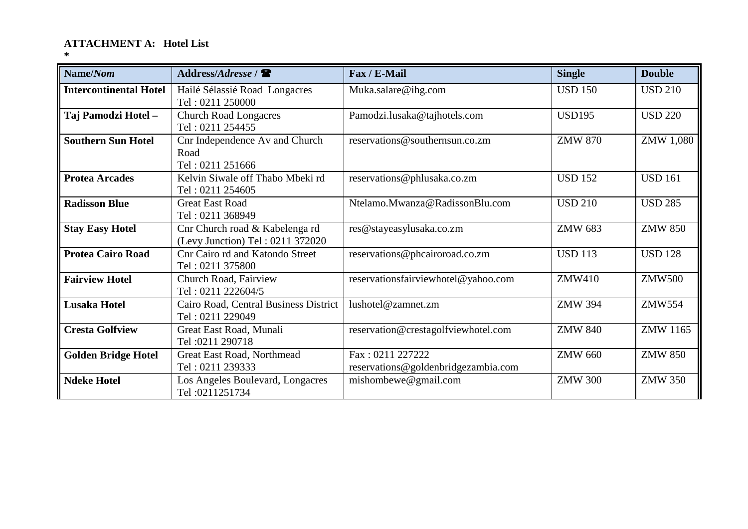**ATTACHMENT A: Hotel List**

*

| **Name/*Nom*** | **Address/*Adresse* / ☎** | **Fax / E-Mail** | **Single** | **Double** |
|---|---|---|---|---|
| **Intercontinental Hotel** | Hailé Sélassié Road Longacres Tel : 0211 250000 | Muka.salare@ihg.com | USD 150 | USD 210 |
| **Taj Pamodzi Hotel –** | Church Road Longacres Tel : 0211 254455 | Pamodzi.lusaka@tajhotels.com | USD195 | USD 220 |
| **Southern Sun Hotel** | Cnr Independence Av and Church Road Tel : 0211 251666 | reservations@southernsun.co.zm | ZMW 870 | ZMW 1,080 |
| **Protea Arcades** | Kelvin Siwale off Thabo Mbeki rd Tel : 0211 254605 | reservations@phlusaka.co.zm | USD 152 | USD 161 |
| **Radisson Blue** | Great East Road Tel : 0211 368949 | Ntelamo.Mwanza@RadissonBlu.com | USD 210 | USD 285 |
| **Stay Easy Hotel** | Cnr Church road & Kabelenga rd (Levy Junction) Tel : 0211 372020 | res@stayeasylusaka.co.zm | ZMW 683 | ZMW 850 |
| **Protea Cairo Road** | Cnr Cairo rd and Katondo Street Tel : 0211 375800 | reservations@phcairoroad.co.zm | USD 113 | USD 128 |
| **Fairview Hotel** | Church Road, Fairview Tel : 0211 222604/5 | reservationsfairviewhotel@yahoo.com | ZMW410 | ZMW500 |
| **Lusaka Hotel** | Cairo Road, Central Business District Tel : 0211 229049 | lushotel@zamnet.zm | ZMW 394 | ZMW554 |
| **Cresta Golfview** | Great East Road, Munali Tel :0211 290718 | reservation@crestagolfviewhotel.com | ZMW 840 | ZMW 1165 |
| **Golden Bridge Hotel** | Great East Road, Northmead Tel : 0211 239333 | Fax : 0211 227222 reservations@goldenbridgezambia.com | ZMW 660 | ZMW 850 |
| **Ndeke Hotel** | Los Angeles Boulevard, Longacres Tel :0211251734 | mishombewe@gmail.com | ZMW 300 | ZMW 350 |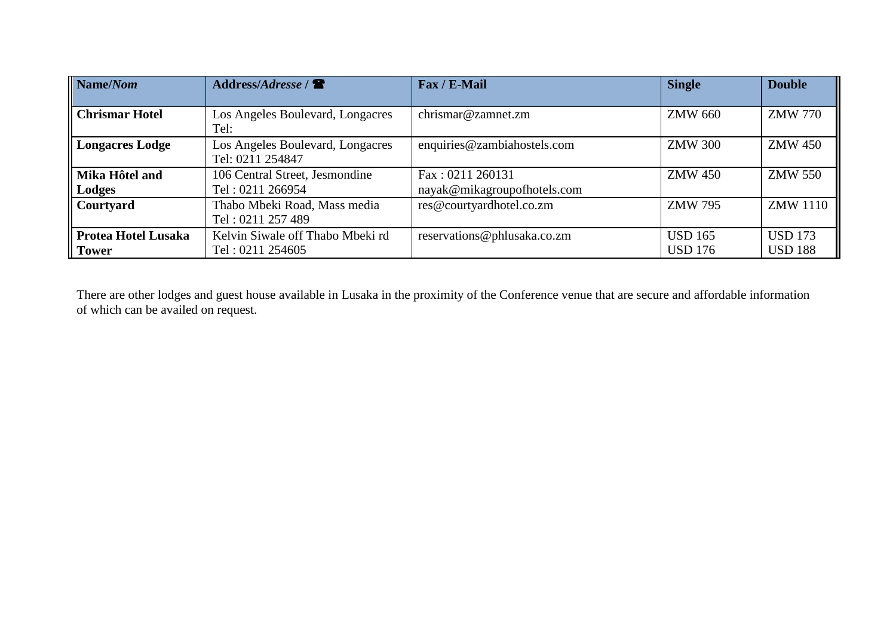| **Name/*Nom*** | **Address/*Adresse* / ☎** | **Fax / E-Mail** | **Single** | **Double** |
|---|---|---|---|---|
| **Chrismar Hotel** | Los Angeles Boulevard, Longacres Tel: | chrismar@zamnet.zm | ZMW 660 | ZMW 770 |
| **Longacres Lodge** | Los Angeles Boulevard, Longacres Tel: 0211 254847 | enquiries@zambiahostels.com | ZMW 300 | ZMW 450 |
| **Mika Hôtel and Lodges** | 106 Central Street, Jesmondine Tel : 0211 266954 | Fax : 0211 260131 nayak@mikagroupofhotels.com | ZMW 450 | ZMW 550 |
| **Courtyard** | Thabo Mbeki Road, Mass media Tel : 0211 257 489 | res@courtyardhotel.co.zm | ZMW 795 | ZMW 1110 |
| **Protea Hotel Lusaka Tower** | Kelvin Siwale off Thabo Mbeki rd Tel : 0211 254605 | reservations@phlusaka.co.zm | USD 165 USD 176 | USD 173 USD 188 |

There are other lodges and guest house available in Lusaka in the proximity of the Conference venue that are secure and affordable information of which can be availed on request.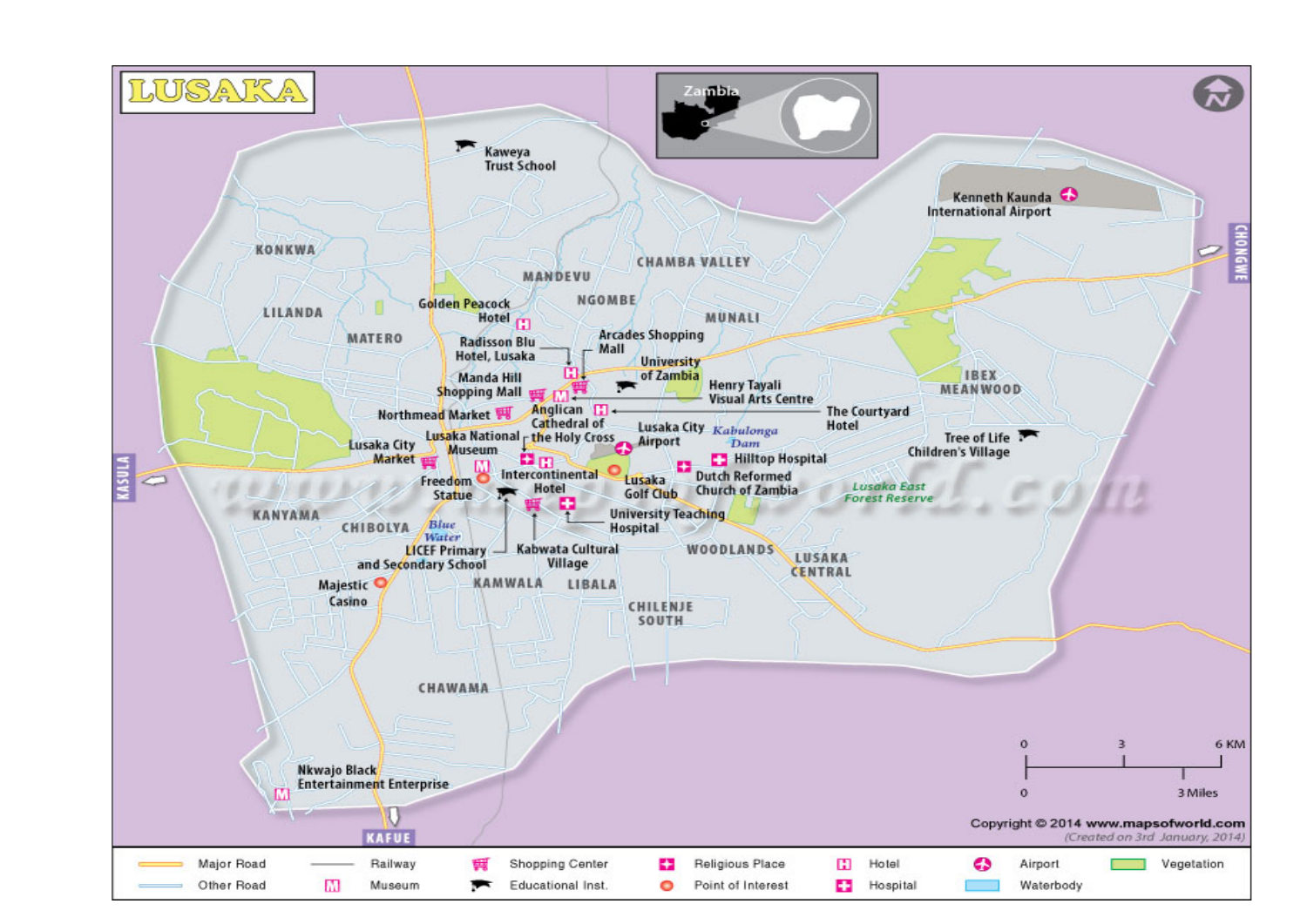LUSAKA

Zambia

Kaweya Trust School

Kenneth Kaunda International Airport

KONKWA

CHAMBA VALLEY

MANDEVU

CHONGWE

NGOMBE

LILANDA

Golden Peacock Hotel

MUNALI

MATERO

Radisson Blu Hotel, Lusaka

Arcades Shopping Mall

University of Zambia

Manda Hill Shopping Mall

Henry Tayali Visual Arts Centre

Northmead Market

Anglican Cathedral of the Holy Cross

The Courtyard Hotel

IBEX MEANWOOD

Lusaka National Museum

Lusaka City Airport

Kabulonga Dam

Tree of Life Children's Village

Lusaka City Market

Hilltop Hospital

KASULA

Freedom Statue

Intercontinental Hotel

Lusaka Golf Club

Dutch Reformed Church of Zambia

Lusaka East Forest Reserve

KANYAMA

CHIBOLYA

Blue Water

University Teaching Hospital

LICEF Primary and Secondary School

Kabwata Cultural Village

WOODLANDS

LUSAKA CENTRAL

Majestic Casino

KAMWALA

LIBALA

CHILENJE SOUTH

CHAWAMA

Nkwajo Black Entertainment Enterprise

KAFUE

0 3 6 KM

0 3 Miles

Copyright © 2014 www.mapsofworld.com

(Created on 3rd January, 2014)

Major Road

Other Road

Railway

Museum

Shopping Center

Educational Inst.

Religious Place

Point of Interest

Hotel

Hospital

Airport

Waterbody

Vegetation